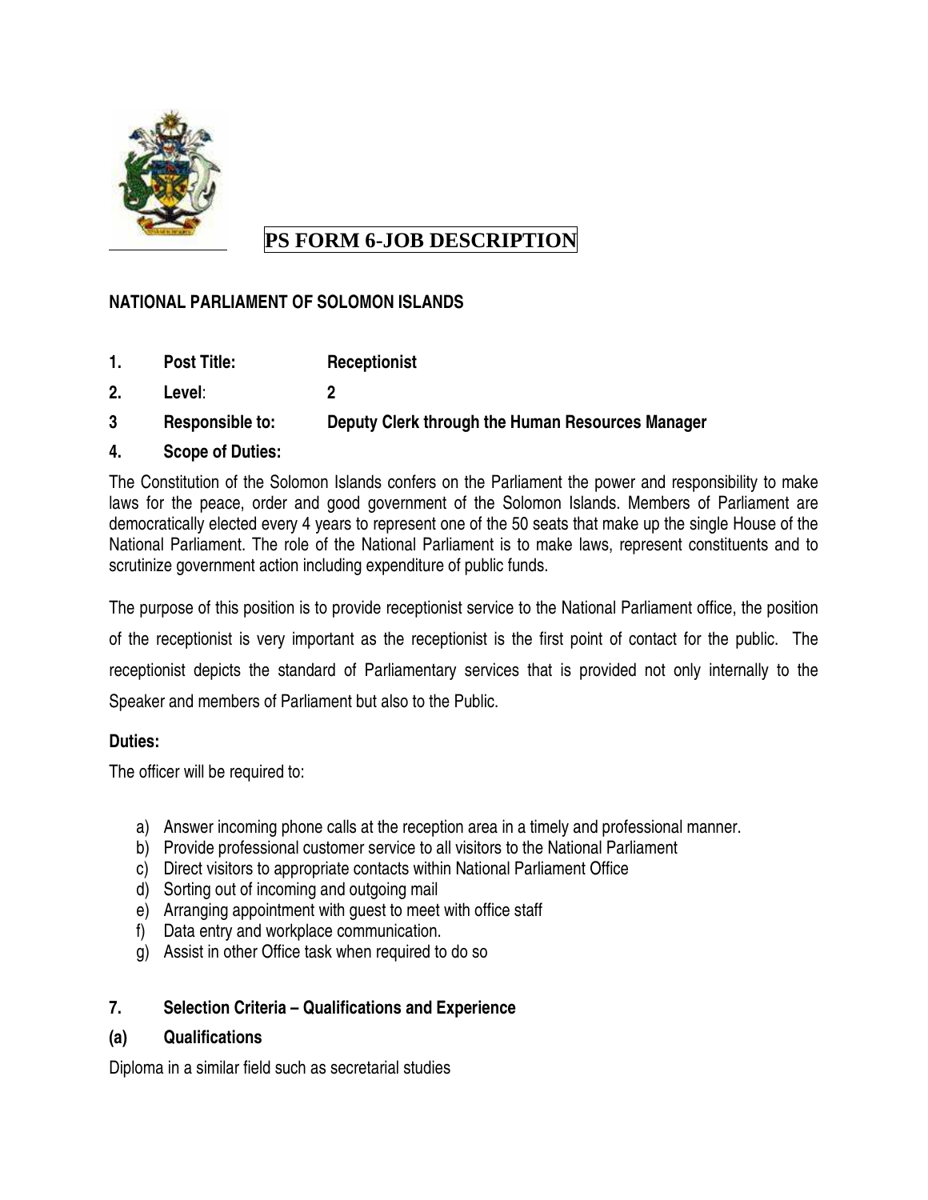# PS FORM 6-JOB DESCRIPTION

**NATIONAL PARLIAMENT OF SOLOMON ISLANDS**

**1. Post Title: Receptionist**

**2. Level: 2**

**3 Responsible to: Deputy Clerk through the Human Resources Manager**

**4. Scope of Duties:**

The Constitution of the Solomon Islands confers on the Parliament the power and responsibility to make laws for the peace, order and good government of the Solomon Islands. Members of Parliament are democratically elected every 4 years to represent one of the 50 seats that make up the single House of the National Parliament. The role of the National Parliament is to make laws, represent constituents and to scrutinize government action including expenditure of public funds.

The purpose of this position is to provide receptionist service to the National Parliament office, the position of the receptionist is very important as the receptionist is the first point of contact for the public. The receptionist depicts the standard of Parliamentary services that is provided not only internally to the Speaker and members of Parliament but also to the Public.

**Duties:**

The officer will be required to:

a) Answer incoming phone calls at the reception area in a timely and professional manner.
b) Provide professional customer service to all visitors to the National Parliament
c) Direct visitors to appropriate contacts within National Parliament Office
d) Sorting out of incoming and outgoing mail
e) Arranging appointment with guest to meet with office staff
f) Data entry and workplace communication.
g) Assist in other Office task when required to do so

**7. Selection Criteria – Qualifications and Experience**

**(a) Qualifications**

Diploma in a similar field such as secretarial studies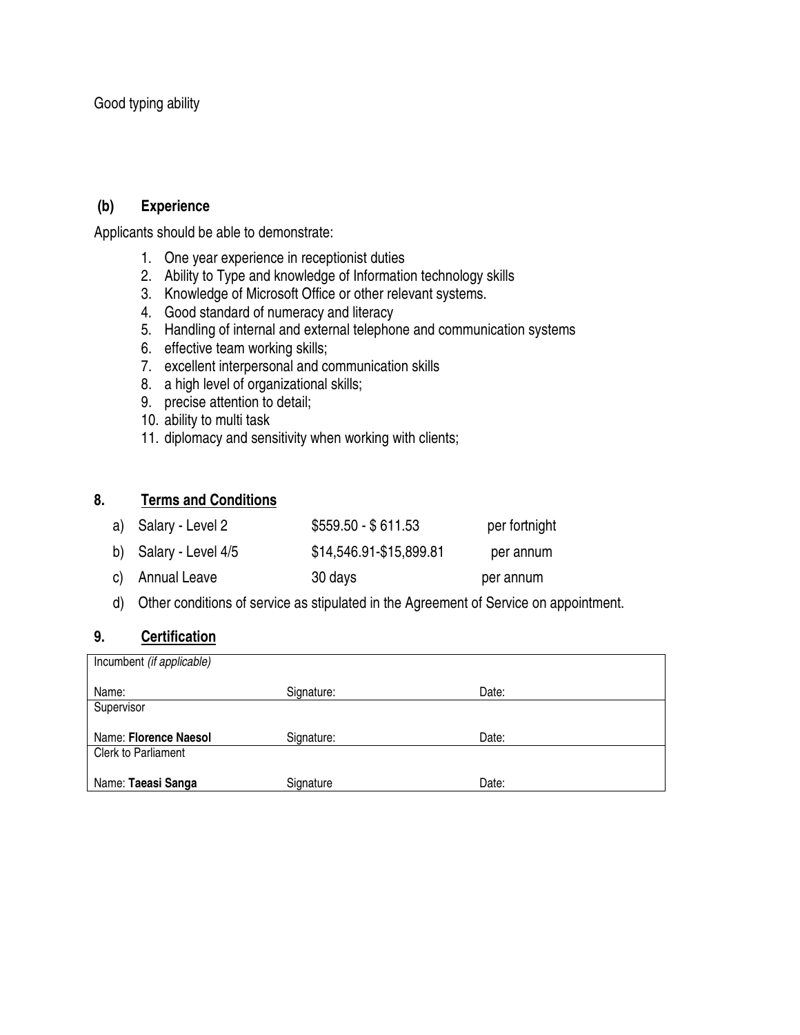Good typing ability

### (b) Experience

Applicants should be able to demonstrate:

1. One year experience in receptionist duties
2. Ability to Type and knowledge of Information technology skills
3. Knowledge of Microsoft Office or other relevant systems.
4. Good standard of numeracy and literacy
5. Handling of internal and external telephone and communication systems
6. effective team working skills;
7. excellent interpersonal and communication skills
8. a high level of organizational skills;
9. precise attention to detail;
10. ability to multi task
11. diplomacy and sensitivity when working with clients;

## 8. Terms and Conditions

| | | | |
|---|---|---|---|
| a) | Salary - Level 2 | $559.50 - $ 611.53 | per fortnight |
| b) | Salary - Level 4/5 | $14,546.91-$15,899.81 | per annum |
| c) | Annual Leave | 30 days | per annum |

d) Other conditions of service as stipulated in the Agreement of Service on appointment.

## 9. Certification

| | | |
|---|---|---|
| Incumbent *(if applicable)* | | |
| Name: | Signature: | Date: |
| Supervisor | | |
| Name: **Florence Naesol** | Signature: | Date: |
| Clerk to Parliament | | |
| Name: **Taeasi Sanga** | Signature | Date: |